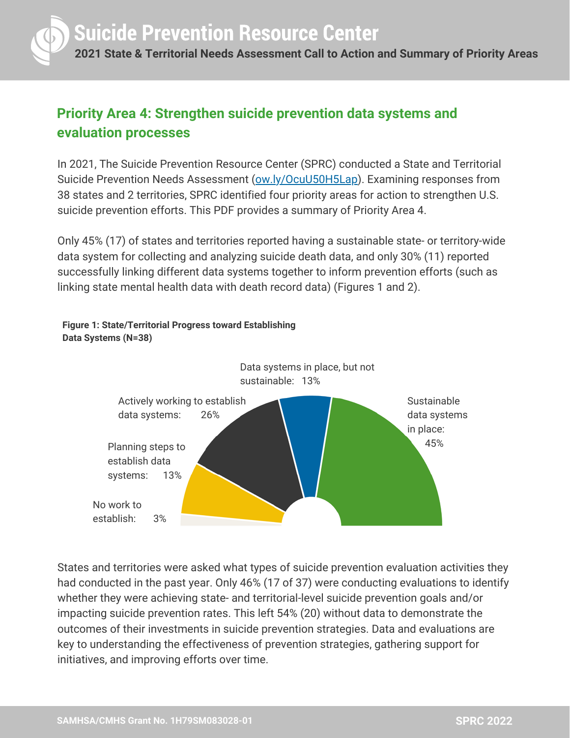# Suicide Prevention Resource Center

**2021 State & Territorial Needs Assessment Call to Action and Summary of Priority Areas**

## Priority Area 4: Strengthen suicide prevention data systems and evaluation processes

In 2021, The Suicide Prevention Resource Center (SPRC) conducted a State and Territorial Suicide Prevention Needs Assessment ([ow.ly/OcuU50H5Lap](ow.ly/OcuU50H5Lap)). Examining responses from 38 states and 2 territories, SPRC identified four priority areas for action to strengthen U.S. suicide prevention efforts. This PDF provides a summary of Priority Area 4.

Only 45% (17) of states and territories reported having a sustainable state- or territory-wide data system for collecting and analyzing suicide death data, and only 30% (11) reported successfully linking different data systems together to inform prevention efforts (such as linking state mental health data with death record data) (Figures 1 and 2).

**Figure 1: State/Territorial Progress toward Establishing Data Systems (N=38)**

- Sustainable data systems in place: 45%
- Data systems in place, but not sustainable: 13%
- Actively working to establish data systems: 26%
- Planning steps to establish data systems: 13%
- No work to establish: 3%

States and territories were asked what types of suicide prevention evaluation activities they had conducted in the past year. Only 46% (17 of 37) were conducting evaluations to identify whether they were achieving state- and territorial-level suicide prevention goals and/or impacting suicide prevention rates. This left 54% (20) without data to demonstrate the outcomes of their investments in suicide prevention strategies. Data and evaluations are key to understanding the effectiveness of prevention strategies, gathering support for initiatives, and improving efforts over time.

SAMHSA/CMHS Grant No. 1H79SM083028-01

SPRC 2022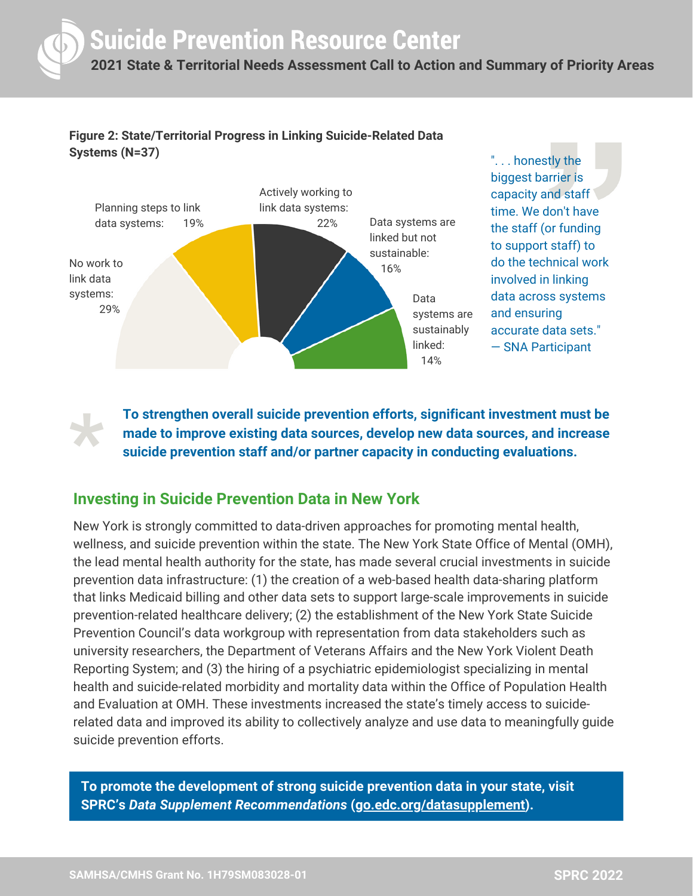**Figure 2: State/Territorial Progress in Linking Suicide-Related Data Systems (N=37)**

No work to link data systems: 29%

Planning steps to link data systems: 19%

Actively working to link data systems: 22%

Data systems are linked but not sustainable: 16%

Data systems are sustainably linked: 14%

". . . honestly the biggest barrier is capacity and staff time. We don't have the staff (or funding to support staff) to do the technical work involved in linking data across systems and ensuring accurate data sets."
— SNA Participant

**To strengthen overall suicide prevention efforts, significant investment must be made to improve existing data sources, develop new data sources, and increase suicide prevention staff and/or partner capacity in conducting evaluations.**

## Investing in Suicide Prevention Data in New York

New York is strongly committed to data-driven approaches for promoting mental health, wellness, and suicide prevention within the state. The New York State Office of Mental (OMH), the lead mental health authority for the state, has made several crucial investments in suicide prevention data infrastructure: (1) the creation of a web-based health data-sharing platform that links Medicaid billing and other data sets to support large-scale improvements in suicide prevention-related healthcare delivery; (2) the establishment of the New York State Suicide Prevention Council's data workgroup with representation from data stakeholders such as university researchers, the Department of Veterans Affairs and the New York Violent Death Reporting System; and (3) the hiring of a psychiatric epidemiologist specializing in mental health and suicide-related morbidity and mortality data within the Office of Population Health and Evaluation at OMH. These investments increased the state's timely access to suicide-related data and improved its ability to collectively analyze and use data to meaningfully guide suicide prevention efforts.

**To promote the development of strong suicide prevention data in your state, visit SPRC's *Data Supplement Recommendations* (go.edc.org/datasupplement).**

SAMHSA/CMHS Grant No. 1H79SM083028-01

SPRC 2022